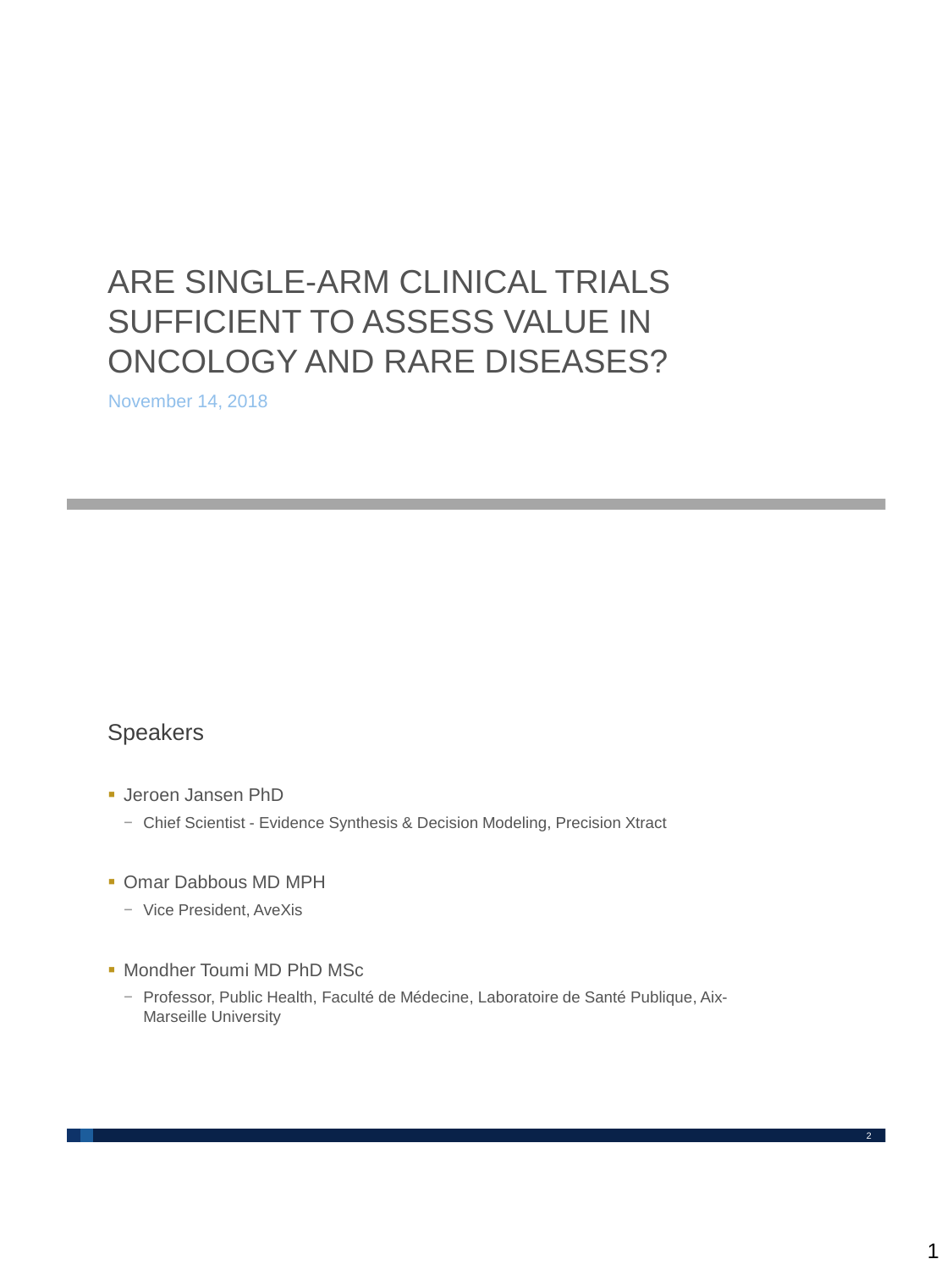# ARE SINGLE-ARM CLINICAL TRIALS SUFFICIENT TO ASSESS VALUE IN ONCOLOGY AND RARE DISEASES?

November 14, 2018

## Speakers

- Jeroen Jansen PhD
  - Chief Scientist - Evidence Synthesis & Decision Modeling, Precision Xtract
- Omar Dabbous MD MPH
  - Vice President, AveXis
- Mondher Toumi MD PhD MSc
  - Professor, Public Health, Faculté de Médecine, Laboratoire de Santé Publique, Aix-Marseille University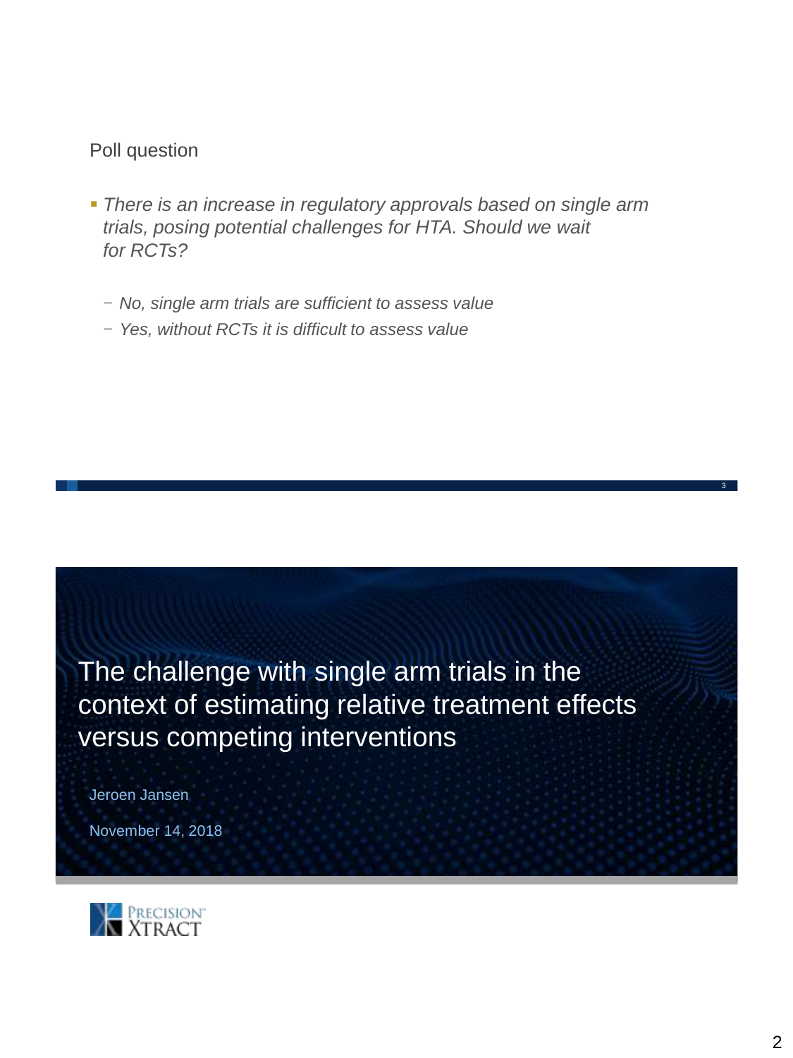## Poll question

- *There is an increase in regulatory approvals based on single arm trials, posing potential challenges for HTA. Should we wait for RCTs?*
  - *No, single arm trials are sufficient to assess value*
  - *Yes, without RCTs it is difficult to assess value*

# The challenge with single arm trials in the context of estimating relative treatment effects versus competing interventions

Jeroen Jansen

November 14, 2018

PRECISION XTRACT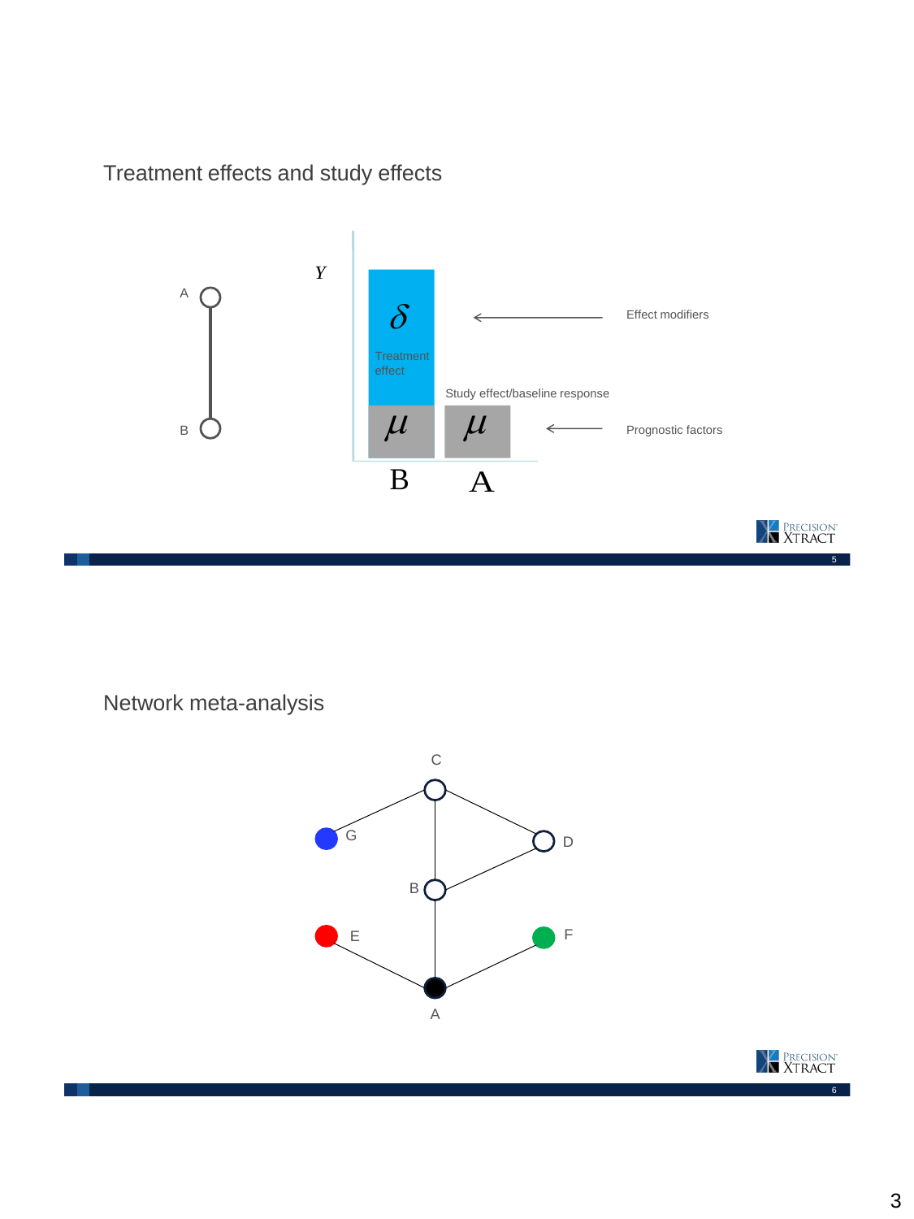## Treatment effects and study effects

A

B

$Y$

$\delta$

Treatment effect

$\mu$ $\mu$

Study effect/baseline response

B A

Effect modifiers

Prognostic factors

## Network meta-analysis

C

G

D

B

E

F

A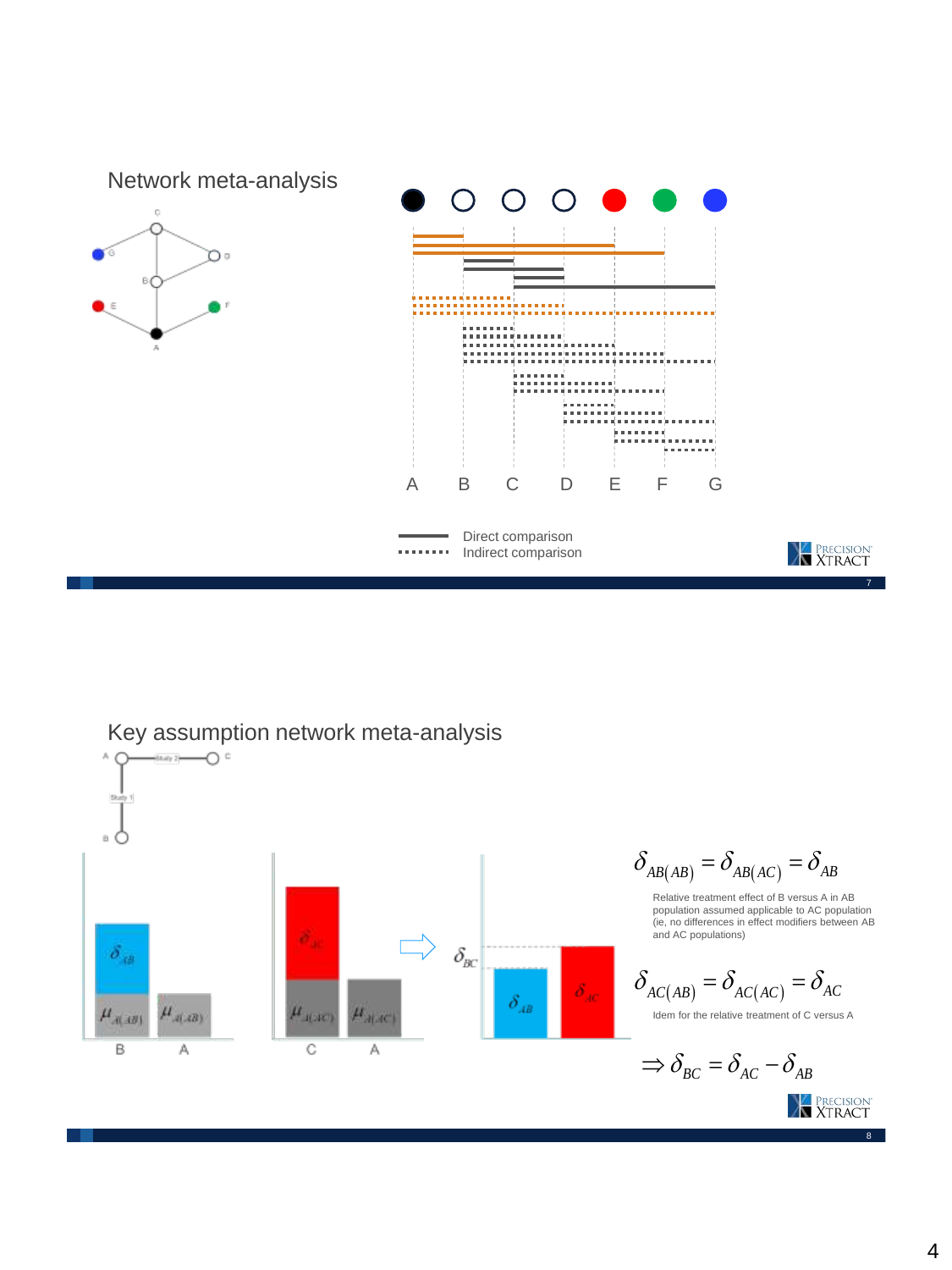## Network meta-analysis

A B C D E F G

Direct comparison
Indirect comparison

## Key assumption network meta-analysis

$$\delta_{AB(AB)} = \delta_{AB(AC)} = \delta_{AB}$$

Relative treatment effect of B versus A in AB population assumed applicable to AC population (ie, no differences in effect modifiers between AB and AC populations)

$$\delta_{AC(AB)} = \delta_{AC(AC)} = \delta_{AC}$$

Idem for the relative treatment of C versus A

$$\Rightarrow \delta_{BC} = \delta_{AC} - \delta_{AB}$$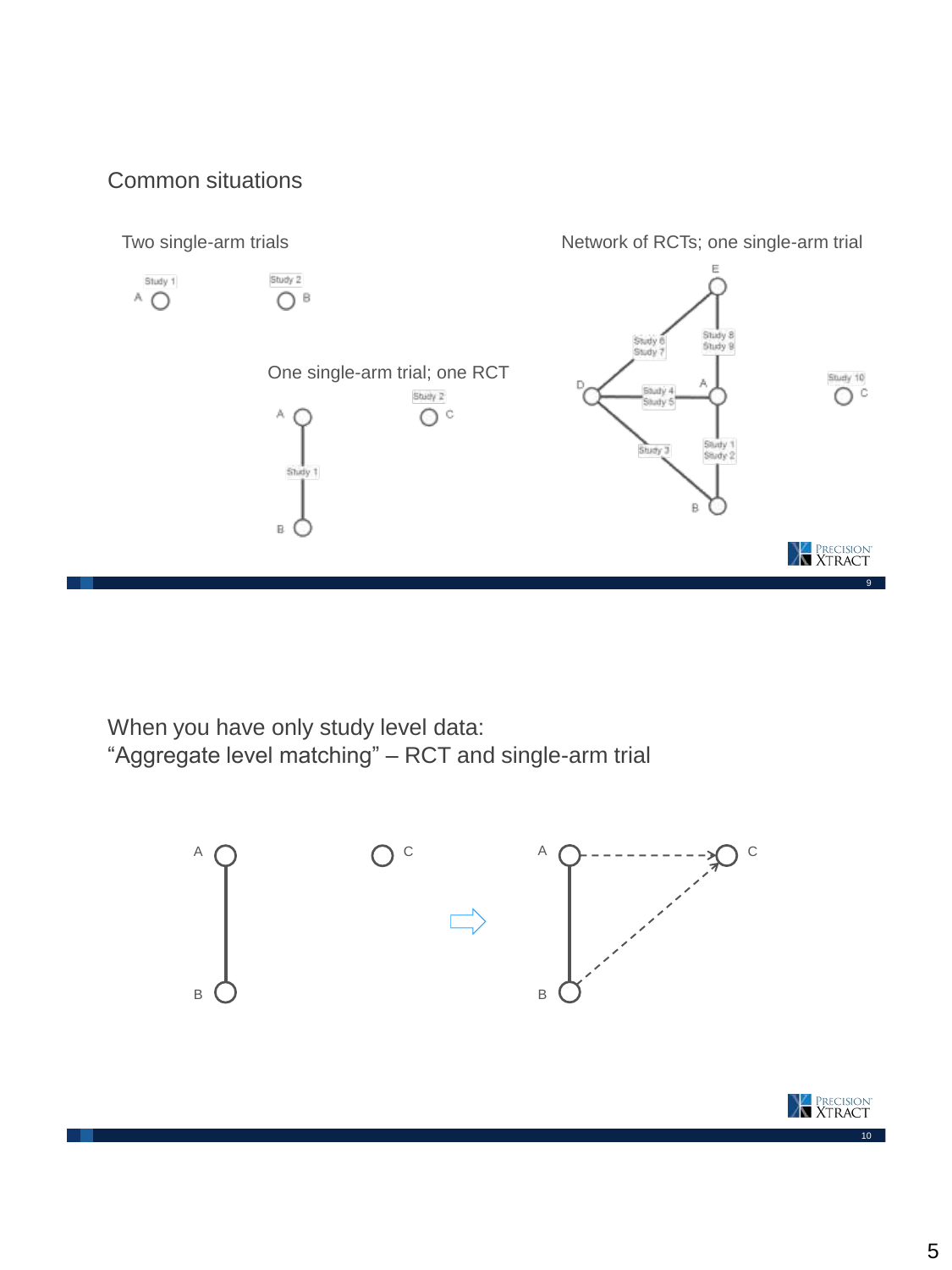## Common situations

Two single-arm trials

Study 1 A

Study 2 B

One single-arm trial; one RCT

A

Study 1

B

Study 2 C

Network of RCTs; one single-arm trial

E

Study 6 Study 7

Study 8 Study 9

D

Study 4 Study 5

A

Study 3

Study 1 Study 2

B

Study 10 C

## When you have only study level data: "Aggregate level matching" – RCT and single-arm trial

A

B

C

A

C

B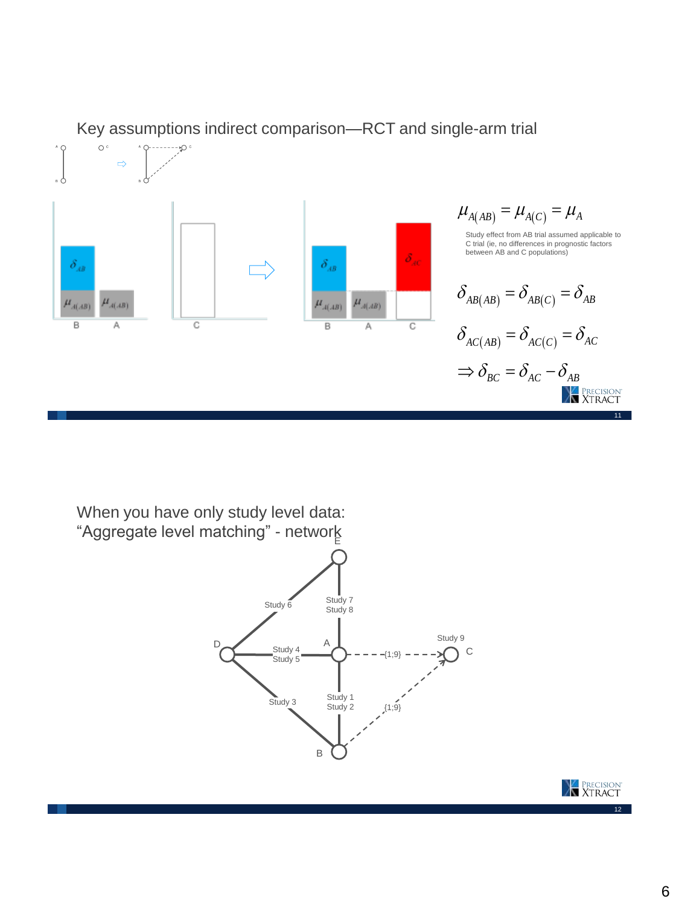## Key assumptions indirect comparison—RCT and single-arm trial

$$\mu_{A(AB)} = \mu_{A(C)} = \mu_A$$

Study effect from AB trial assumed applicable to C trial (ie, no differences in prognostic factors between AB and C populations)

$$\delta_{AB(AB)} = \delta_{AB(C)} = \delta_{AB}$$

$$\delta_{AC(AB)} = \delta_{AC(C)} = \delta_{AC}$$

$$\Rightarrow \delta_{BC} = \delta_{AC} - \delta_{AB}$$

## When you have only study level data: “Aggregate level matching” - network

E, D, A, B, C

Study 6, Study 7, Study 8, Study 4, Study 5, Study 3, Study 1, Study 2, Study 9

{1;9}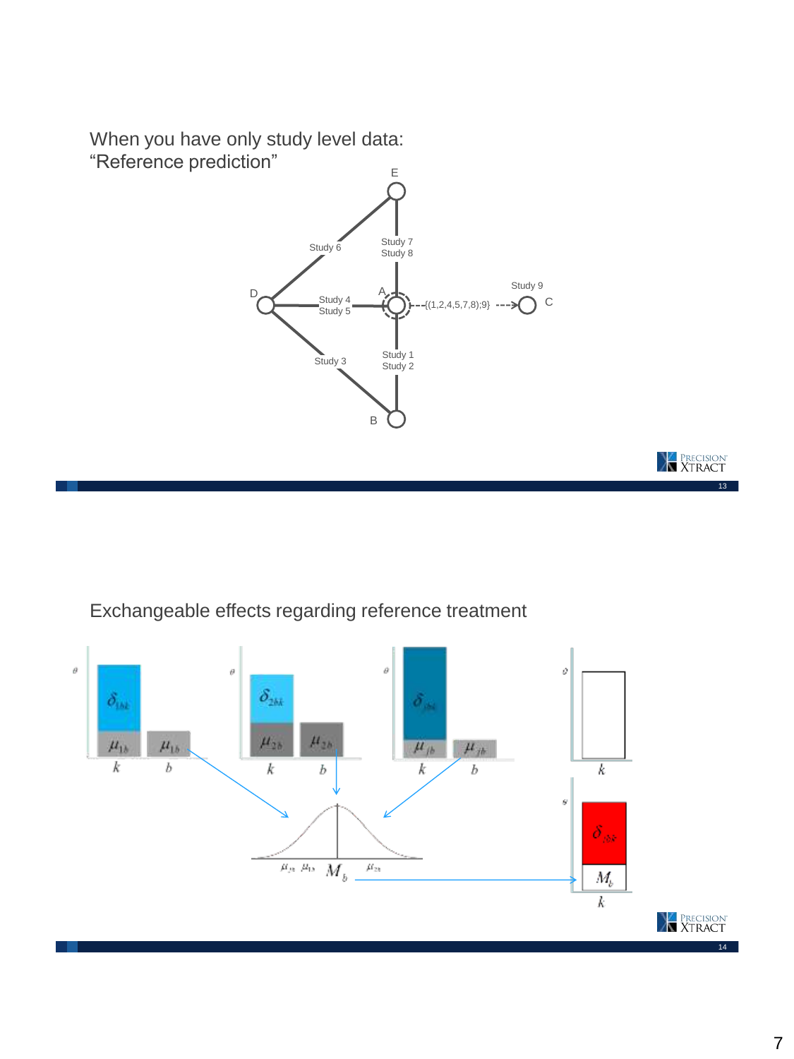## When you have only study level data: "Reference prediction"

E

Study 6

Study 7
Study 8

D

Study 4
Study 5

A

{(1,2,4,5,7,8);9}

Study 9

C

Study 3

Study 1
Study 2

B

## Exchangeable effects regarding reference treatment

$\theta$ $\delta_{1bk}$ $\mu_{1b}$ $\mu_{1b}$ $k$ $b$

$\theta$ $\delta_{2bk}$ $\mu_{2b}$ $\mu_{2b}$ $k$ $b$

$\theta$ $\delta_{jbk}$ $\mu_{jb}$ $\mu_{jb}$ $k$ $b$

$\vartheta$ $k$

$\mu_{2b}$ $\mu_{1b}$ $M_b$ $\mu_{2b}$

$\vartheta$ $\delta_{jbk}$ $M_b$ $k$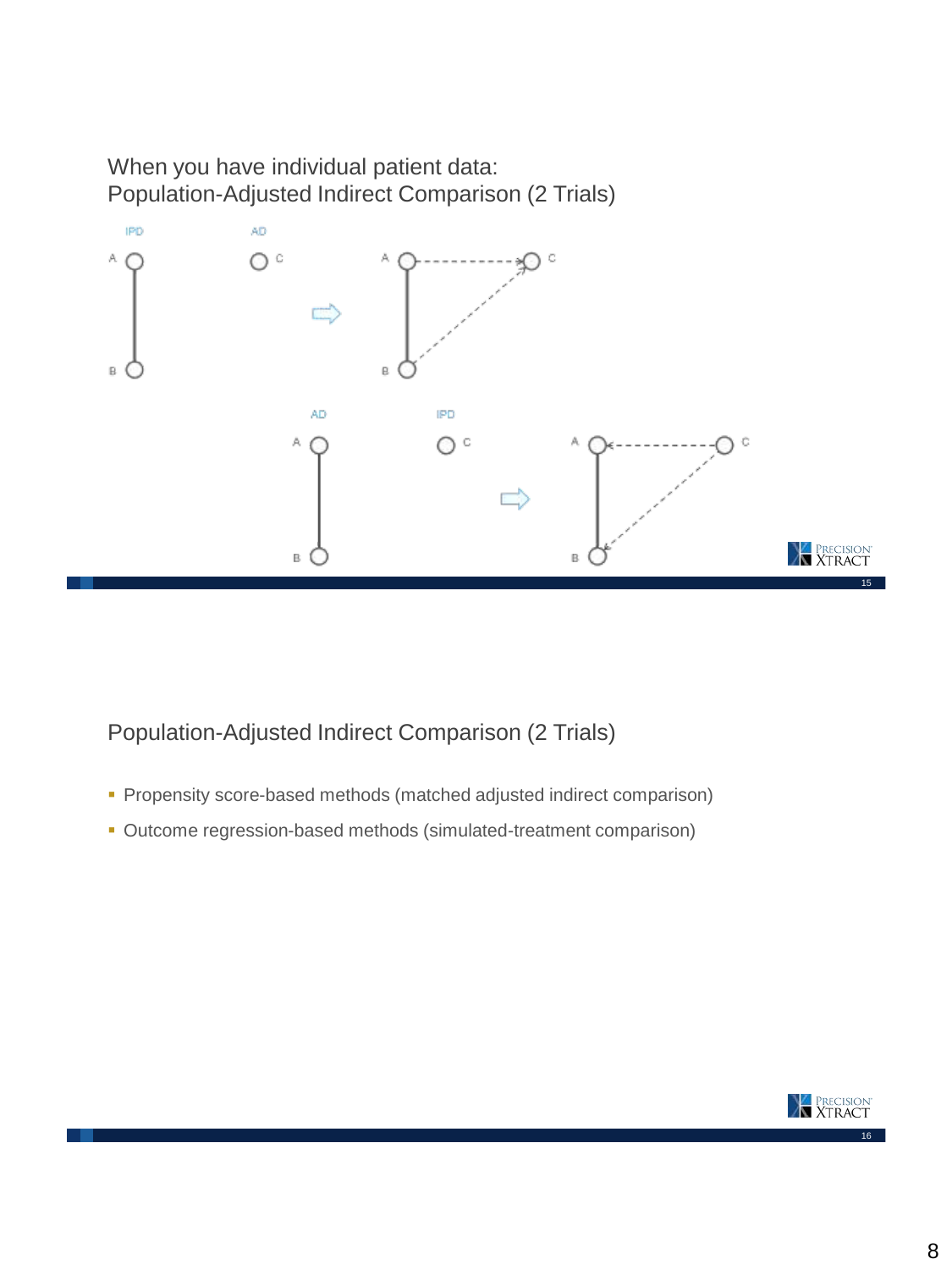## When you have individual patient data: Population-Adjusted Indirect Comparison (2 Trials)

IPD

AD

A

B

C

A

B

C

AD

IPD

A

B

C

A

B

C

## Population-Adjusted Indirect Comparison (2 Trials)

- Propensity score-based methods (matched adjusted indirect comparison)
- Outcome regression-based methods (simulated-treatment comparison)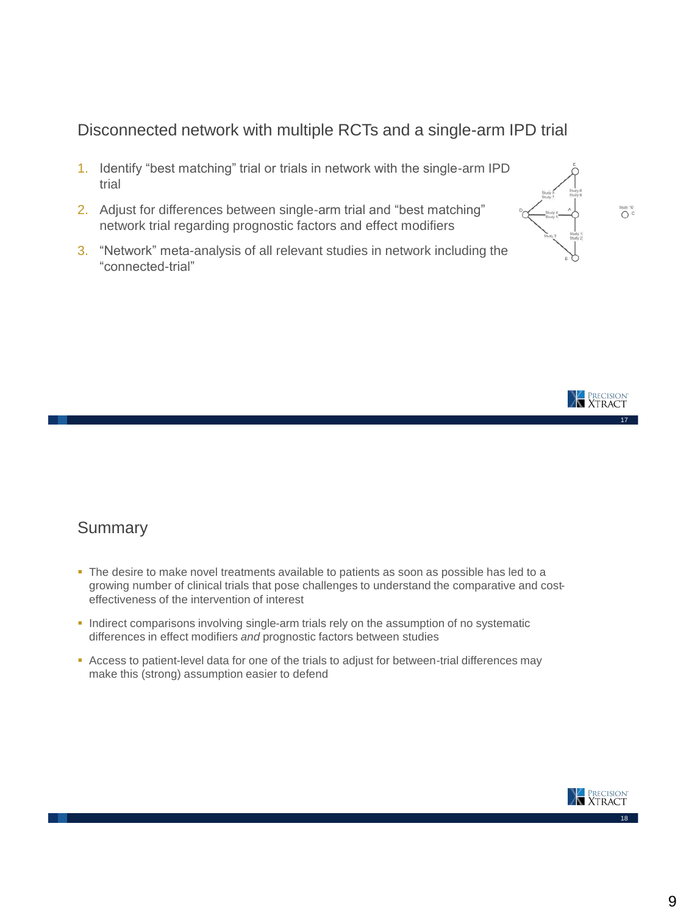## Disconnected network with multiple RCTs and a single-arm IPD trial

1. Identify “best matching” trial or trials in network with the single-arm IPD trial
2. Adjust for differences between single-arm trial and “best matching” network trial regarding prognostic factors and effect modifiers
3. “Network” meta-analysis of all relevant studies in network including the “connected-trial”

E

Study 6
Study 7

Study 8
Study 9

D

Study 4
Study 5

A

Study 10

C

Study 3

Study 1
Study 2

B

## Summary

- The desire to make novel treatments available to patients as soon as possible has led to a growing number of clinical trials that pose challenges to understand the comparative and cost-effectiveness of the intervention of interest
- Indirect comparisons involving single-arm trials rely on the assumption of no systematic differences in effect modifiers *and* prognostic factors between studies
- Access to patient-level data for one of the trials to adjust for between-trial differences may make this (strong) assumption easier to defend